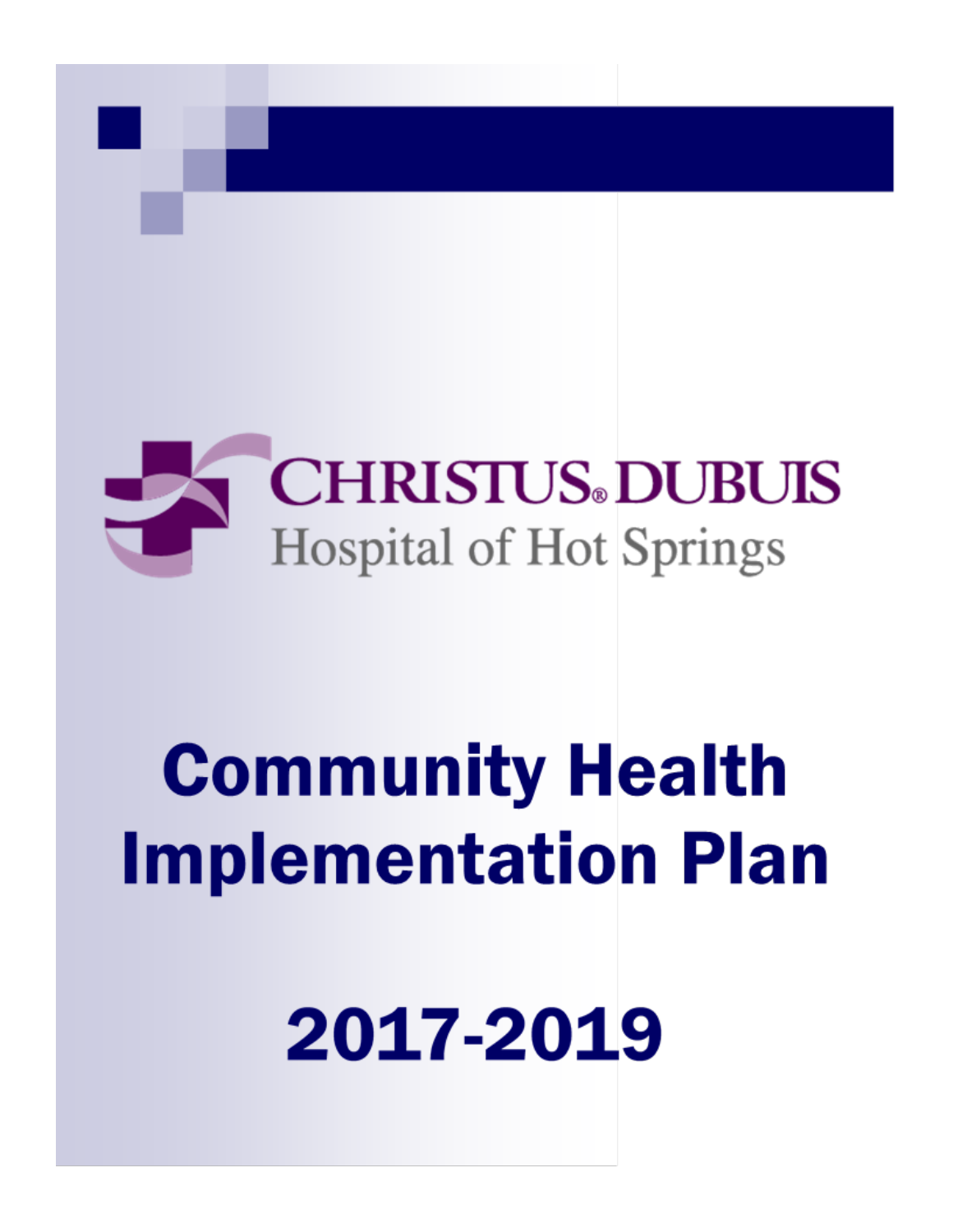CHRISTUS® DUBUIS

Hospital of Hot Springs

# Community Health Implementation Plan

# 2017-2019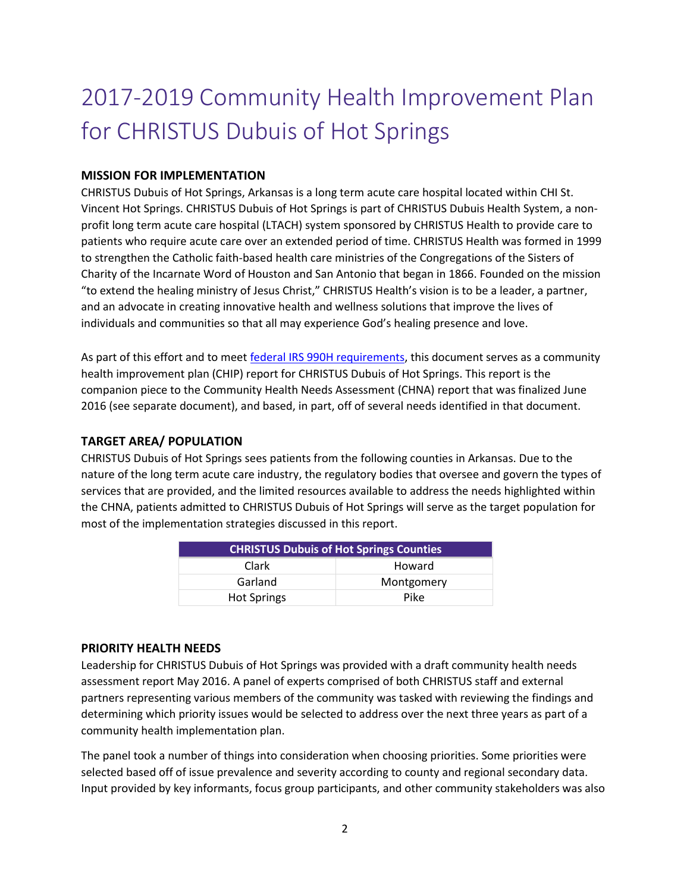# 2017-2019 Community Health Improvement Plan for CHRISTUS Dubuis of Hot Springs

### MISSION FOR IMPLEMENTATION

CHRISTUS Dubuis of Hot Springs, Arkansas is a long term acute care hospital located within CHI St. Vincent Hot Springs. CHRISTUS Dubuis of Hot Springs is part of CHRISTUS Dubuis Health System, a non-profit long term acute care hospital (LTACH) system sponsored by CHRISTUS Health to provide care to patients who require acute care over an extended period of time. CHRISTUS Health was formed in 1999 to strengthen the Catholic faith-based health care ministries of the Congregations of the Sisters of Charity of the Incarnate Word of Houston and San Antonio that began in 1866. Founded on the mission "to extend the healing ministry of Jesus Christ," CHRISTUS Health's vision is to be a leader, a partner, and an advocate in creating innovative health and wellness solutions that improve the lives of individuals and communities so that all may experience God's healing presence and love.

As part of this effort and to meet federal IRS 990H requirements, this document serves as a community health improvement plan (CHIP) report for CHRISTUS Dubuis of Hot Springs. This report is the companion piece to the Community Health Needs Assessment (CHNA) report that was finalized June 2016 (see separate document), and based, in part, off of several needs identified in that document.

### TARGET AREA/ POPULATION

CHRISTUS Dubuis of Hot Springs sees patients from the following counties in Arkansas. Due to the nature of the long term acute care industry, the regulatory bodies that oversee and govern the types of services that are provided, and the limited resources available to address the needs highlighted within the CHNA, patients admitted to CHRISTUS Dubuis of Hot Springs will serve as the target population for most of the implementation strategies discussed in this report.

| CHRISTUS Dubuis of Hot Springs Counties | |
|---|---|
| Clark | Howard |
| Garland | Montgomery |
| Hot Springs | Pike |

### PRIORITY HEALTH NEEDS

Leadership for CHRISTUS Dubuis of Hot Springs was provided with a draft community health needs assessment report May 2016. A panel of experts comprised of both CHRISTUS staff and external partners representing various members of the community was tasked with reviewing the findings and determining which priority issues would be selected to address over the next three years as part of a community health implementation plan.

The panel took a number of things into consideration when choosing priorities. Some priorities were selected based off of issue prevalence and severity according to county and regional secondary data. Input provided by key informants, focus group participants, and other community stakeholders was also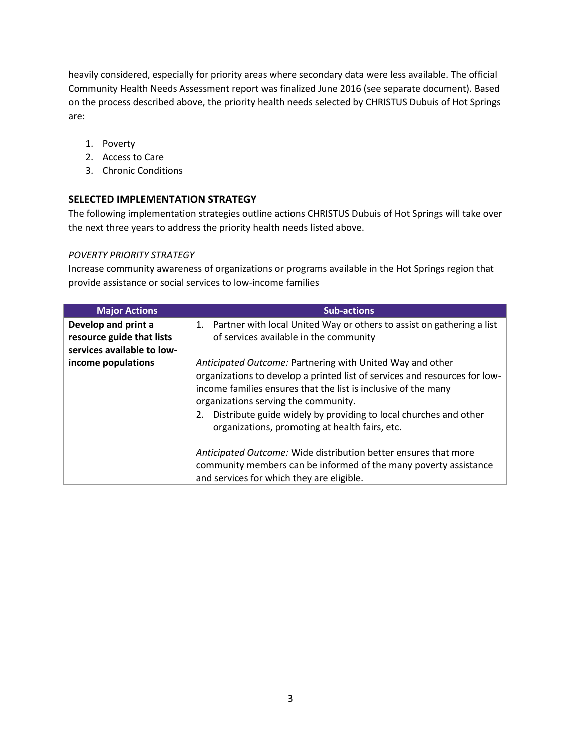heavily considered, especially for priority areas where secondary data were less available. The official Community Health Needs Assessment report was finalized June 2016 (see separate document). Based on the process described above, the priority health needs selected by CHRISTUS Dubuis of Hot Springs are:

1. Poverty
2. Access to Care
3. Chronic Conditions

## SELECTED IMPLEMENTATION STRATEGY

The following implementation strategies outline actions CHRISTUS Dubuis of Hot Springs will take over the next three years to address the priority health needs listed above.

*POVERTY PRIORITY STRATEGY*

Increase community awareness of organizations or programs available in the Hot Springs region that provide assistance or social services to low-income families

| Major Actions | Sub-actions |
| --- | --- |
| **Develop and print a resource guide that lists services available to low-income populations** | 1. Partner with local United Way or others to assist on gathering a list of services available in the community<br><br>*Anticipated Outcome:* Partnering with United Way and other organizations to develop a printed list of services and resources for low-income families ensures that the list is inclusive of the many organizations serving the community. |
| | 2. Distribute guide widely by providing to local churches and other organizations, promoting at health fairs, etc.<br><br>*Anticipated Outcome:* Wide distribution better ensures that more community members can be informed of the many poverty assistance and services for which they are eligible. |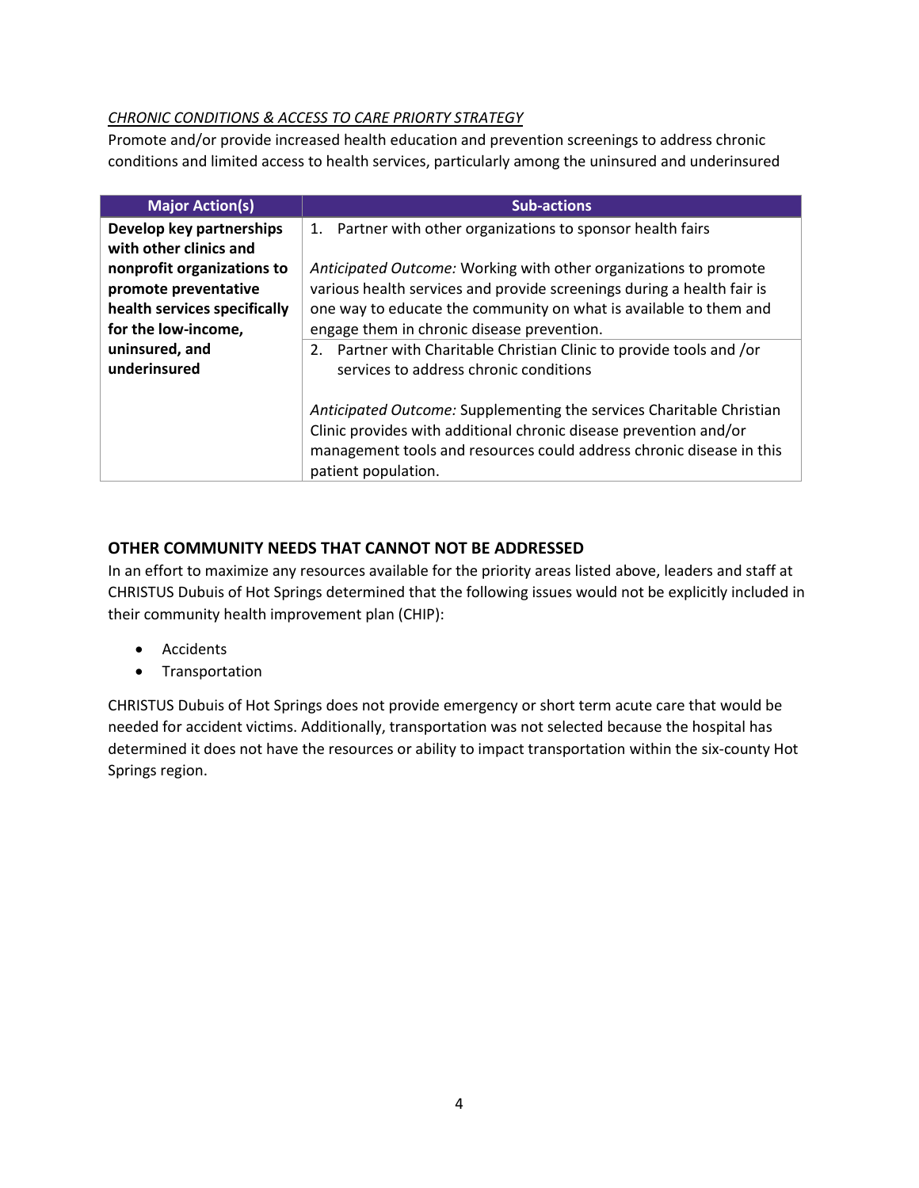*CHRONIC CONDITIONS & ACCESS TO CARE PRIORTY STRATEGY*

Promote and/or provide increased health education and prevention screenings to address chronic conditions and limited access to health services, particularly among the uninsured and underinsured

| Major Action(s) | Sub-actions |
|---|---|
| **Develop key partnerships with other clinics and nonprofit organizations to promote preventative health services specifically for the low-income, uninsured, and underinsured** | 1. Partner with other organizations to sponsor health fairs<br><br>*Anticipated Outcome:* Working with other organizations to promote various health services and provide screenings during a health fair is one way to educate the community on what is available to them and engage them in chronic disease prevention. |
| | 2. Partner with Charitable Christian Clinic to provide tools and /or services to address chronic conditions<br><br>*Anticipated Outcome:* Supplementing the services Charitable Christian Clinic provides with additional chronic disease prevention and/or management tools and resources could address chronic disease in this patient population. |

## OTHER COMMUNITY NEEDS THAT CANNOT NOT BE ADDRESSED

In an effort to maximize any resources available for the priority areas listed above, leaders and staff at CHRISTUS Dubuis of Hot Springs determined that the following issues would not be explicitly included in their community health improvement plan (CHIP):

- Accidents
- Transportation

CHRISTUS Dubuis of Hot Springs does not provide emergency or short term acute care that would be needed for accident victims. Additionally, transportation was not selected because the hospital has determined it does not have the resources or ability to impact transportation within the six-county Hot Springs region.